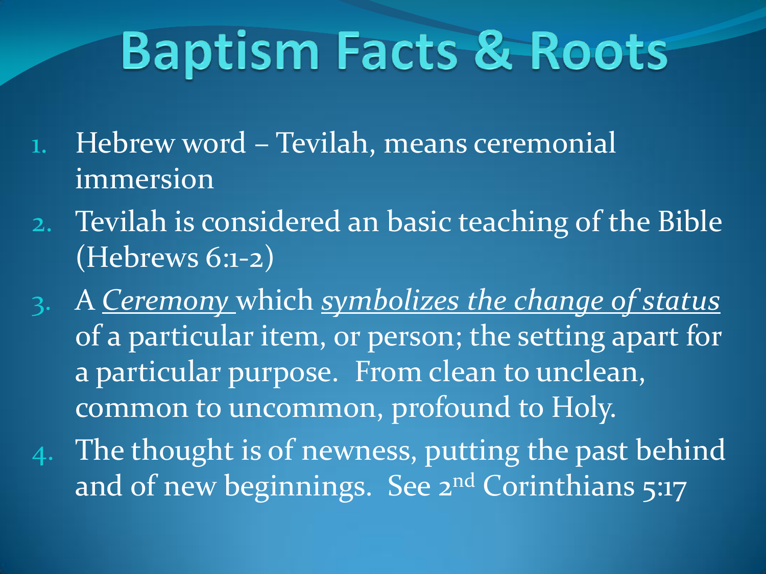# Baptism Facts & Roots

1. Hebrew word – Tevilah, means ceremonial immersion
2. Tevilah is considered an basic teaching of the Bible (Hebrews 6:1-2)
3. A <u>*Ceremony*</u> which <u>*symbolizes the change of status*</u> of a particular item, or person; the setting apart for a particular purpose. From clean to unclean, common to uncommon, profound to Holy.
4. The thought is of newness, putting the past behind and of new beginnings. See 2$^{nd}$ Corinthians 5:17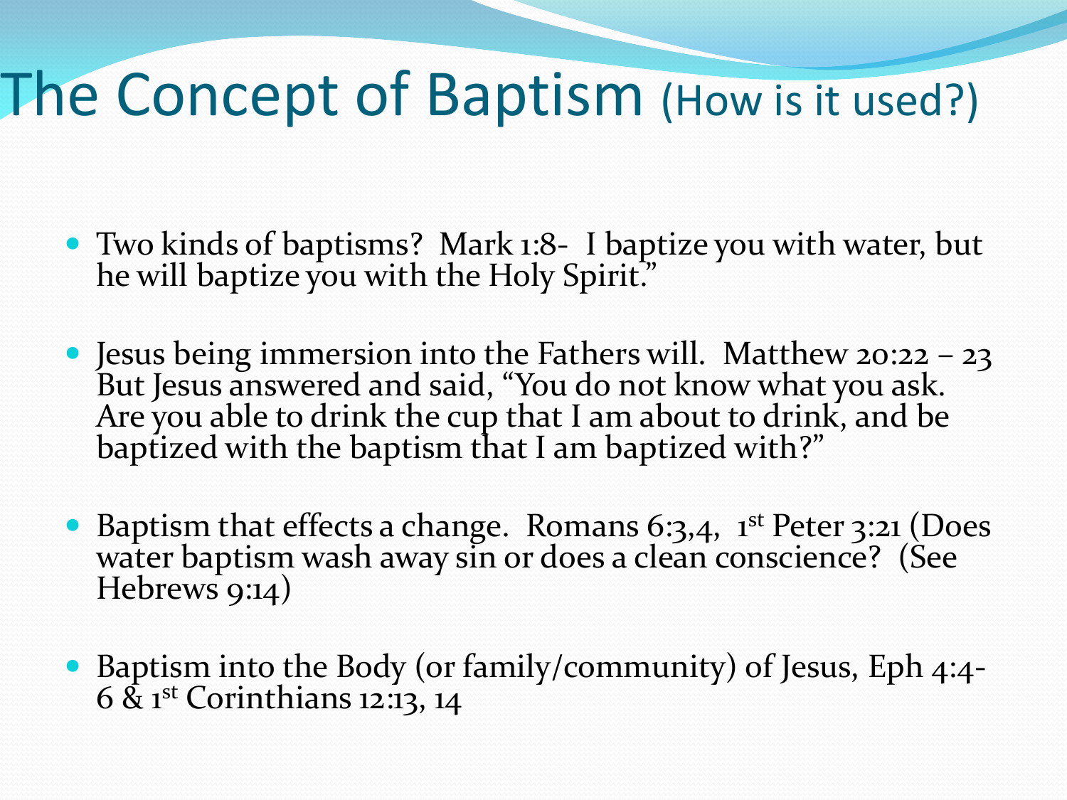# The Concept of Baptism (How is it used?)

- Two kinds of baptisms? Mark 1:8- I baptize you with water, but he will baptize you with the Holy Spirit."
- Jesus being immersion into the Fathers will. Matthew 20:22 – 23 But Jesus answered and said, "You do not know what you ask. Are you able to drink the cup that I am about to drink, and be baptized with the baptism that I am baptized with?"
- Baptism that effects a change. Romans 6:3,4, 1st Peter 3:21 (Does water baptism wash away sin or does a clean conscience? (See Hebrews 9:14)
- Baptism into the Body (or family/community) of Jesus, Eph 4:4-6 & 1st Corinthians 12:13, 14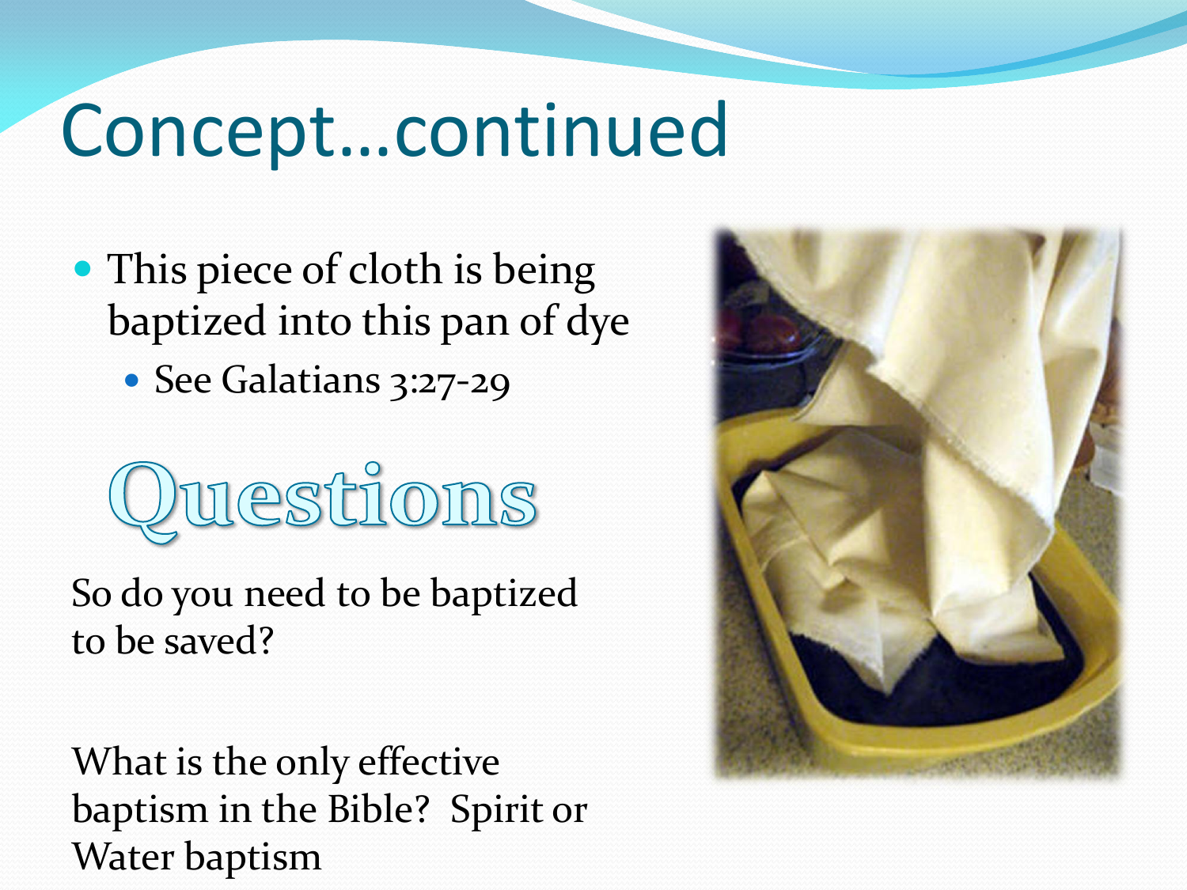# Concept…continued

- This piece of cloth is being baptized into this pan of dye
  - See Galatians 3:27-29

## Questions

So do you need to be baptized to be saved?

What is the only effective baptism in the Bible? Spirit or Water baptism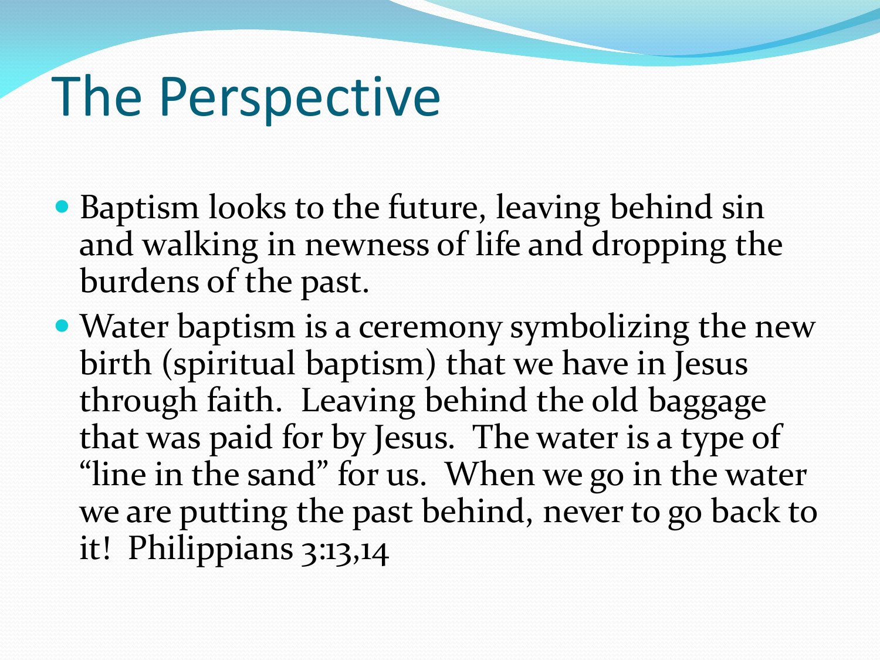# The Perspective

- Baptism looks to the future, leaving behind sin and walking in newness of life and dropping the burdens of the past.
- Water baptism is a ceremony symbolizing the new birth (spiritual baptism) that we have in Jesus through faith. Leaving behind the old baggage that was paid for by Jesus. The water is a type of "line in the sand" for us. When we go in the water we are putting the past behind, never to go back to it! Philippians 3:13,14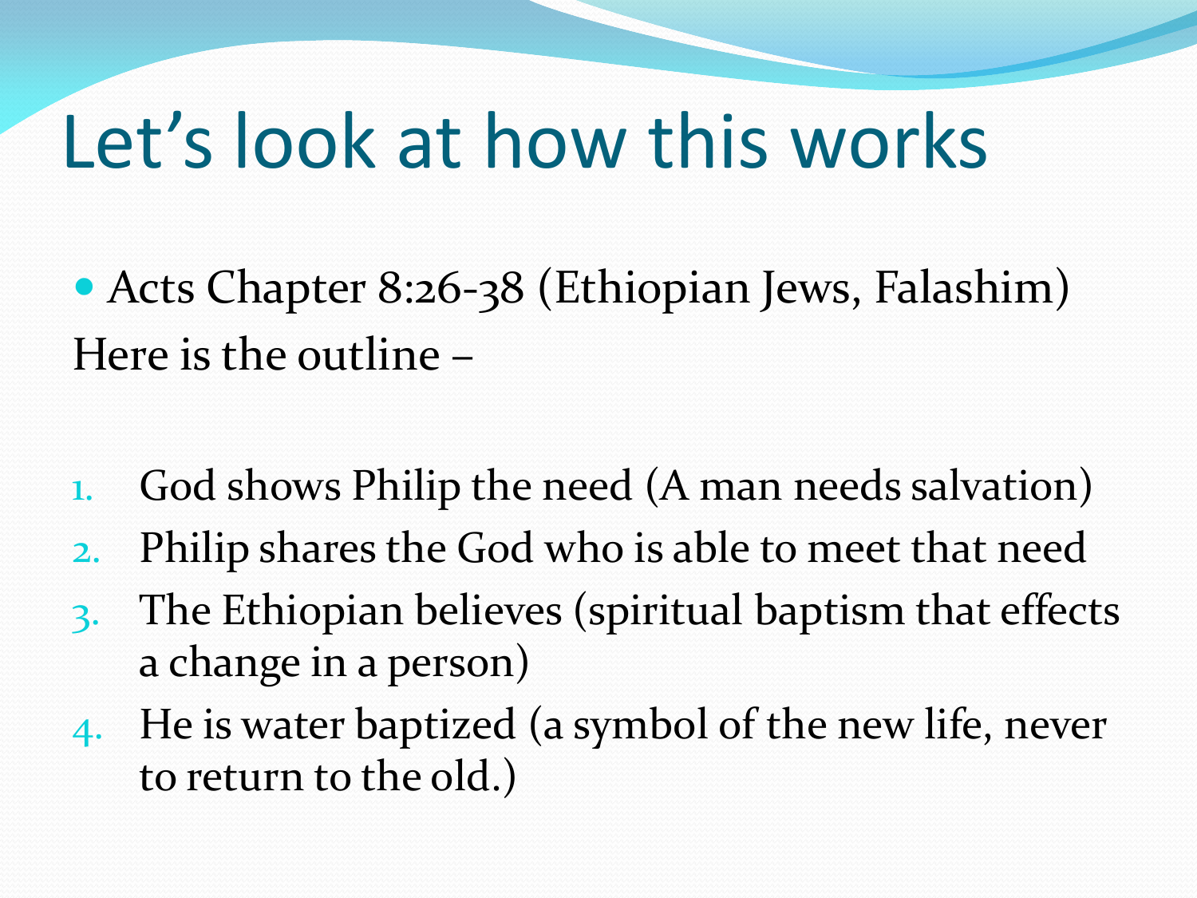# Let's look at how this works

- Acts Chapter 8:26-38 (Ethiopian Jews, Falashim)

Here is the outline –

1. God shows Philip the need (A man needs salvation)
2. Philip shares the God who is able to meet that need
3. The Ethiopian believes (spiritual baptism that effects a change in a person)
4. He is water baptized (a symbol of the new life, never to return to the old.)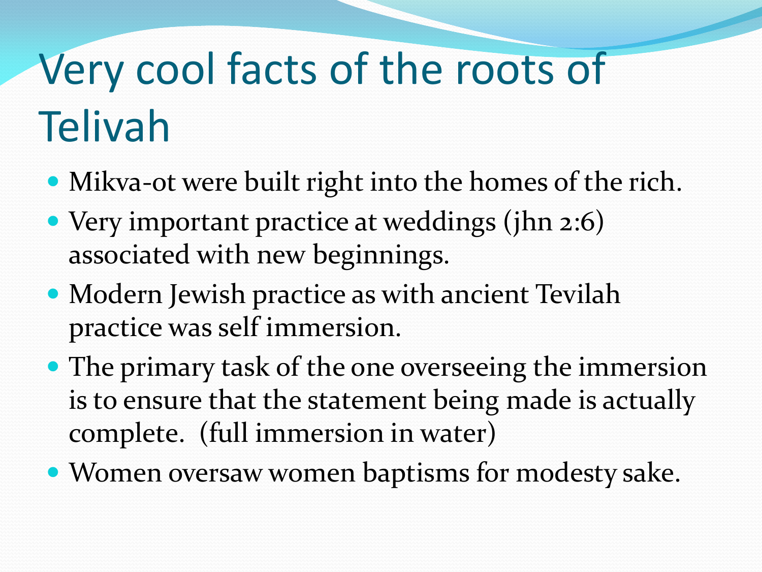# Very cool facts of the roots of Telivah

- Mikva-ot were built right into the homes of the rich.
- Very important practice at weddings (jhn 2:6) associated with new beginnings.
- Modern Jewish practice as with ancient Tevilah practice was self immersion.
- The primary task of the one overseeing the immersion is to ensure that the statement being made is actually complete. (full immersion in water)
- Women oversaw women baptisms for modesty sake.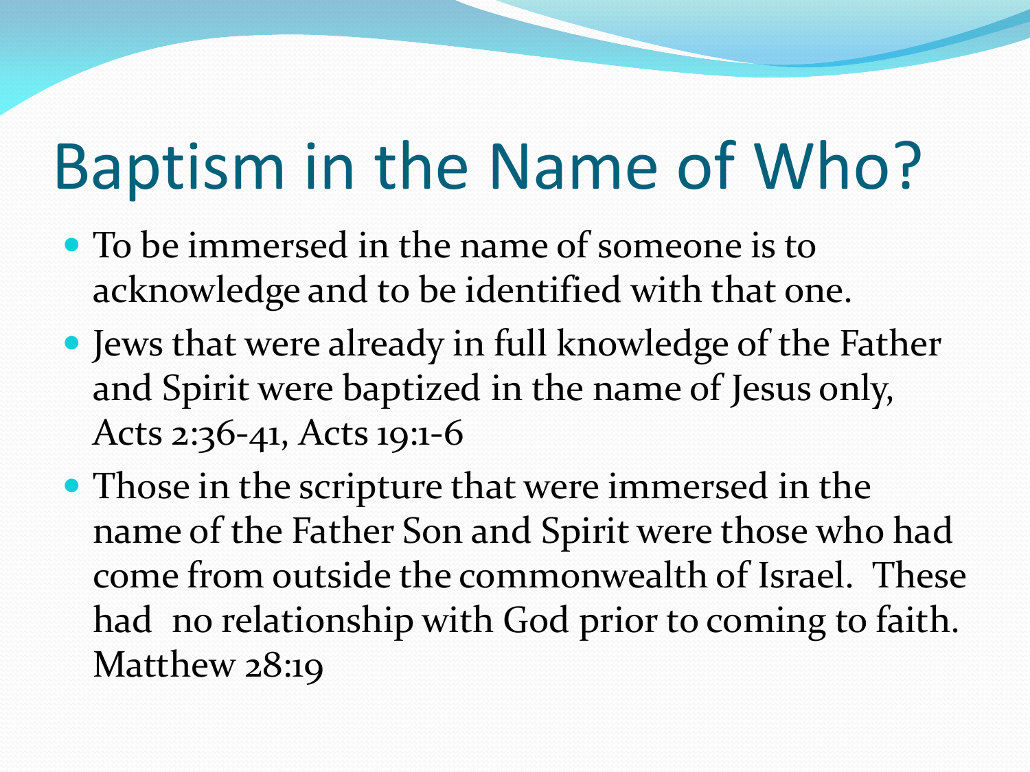# Baptism in the Name of Who?

- To be immersed in the name of someone is to acknowledge and to be identified with that one.
- Jews that were already in full knowledge of the Father and Spirit were baptized in the name of Jesus only, Acts 2:36-41, Acts 19:1-6
- Those in the scripture that were immersed in the name of the Father Son and Spirit were those who had come from outside the commonwealth of Israel. These had no relationship with God prior to coming to faith. Matthew 28:19